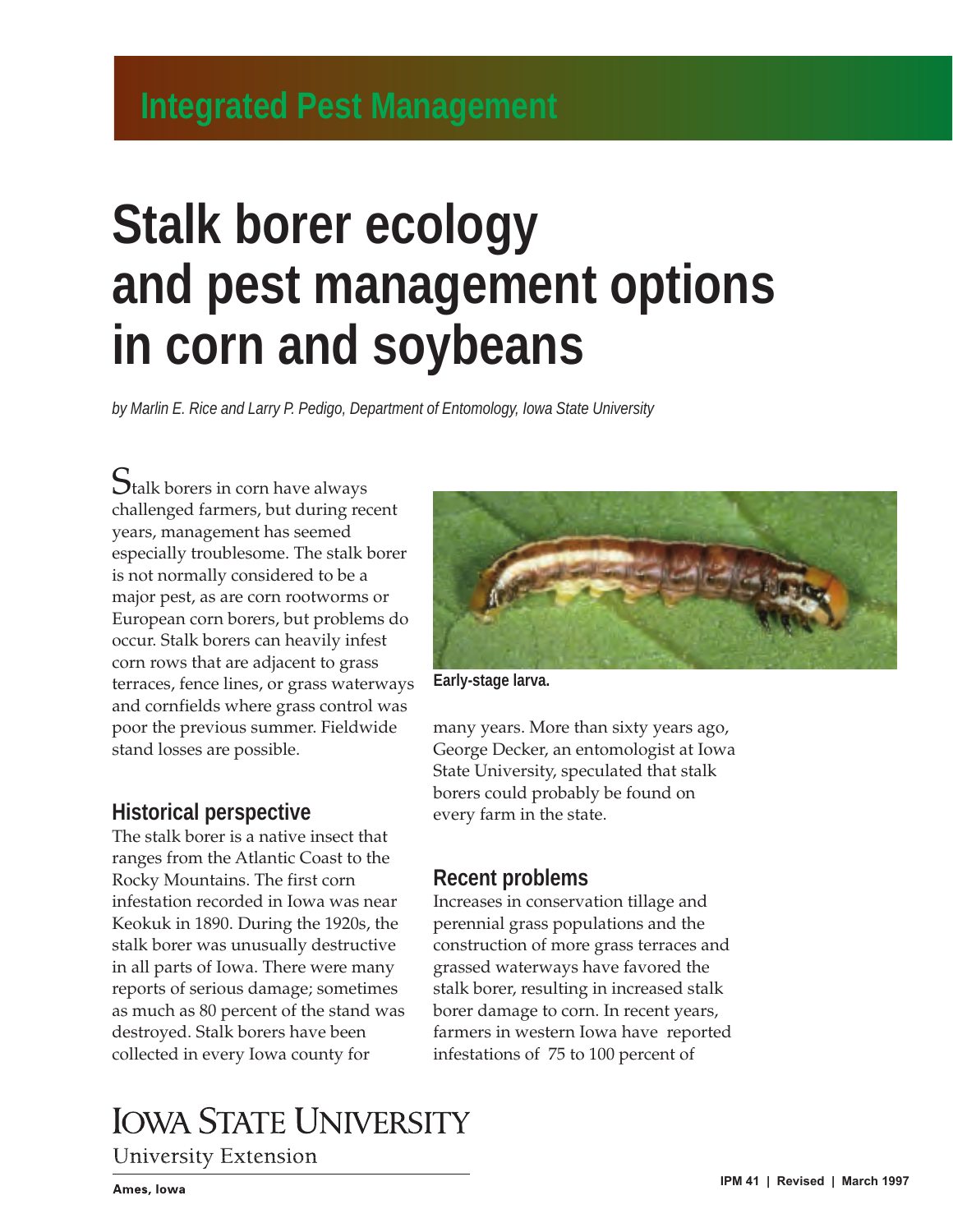Integrated Pest Management

# Stalk borer ecology and pest management options in corn and soybeans

*by Marlin E. Rice and Larry P. Pedigo, Department of Entomology, Iowa State University*

Stalk borers in corn have always challenged farmers, but during recent years, management has seemed especially troublesome. The stalk borer is not normally considered to be a major pest, as are corn rootworms or European corn borers, but problems do occur. Stalk borers can heavily infest corn rows that are adjacent to grass terraces, fence lines, or grass waterways and cornfields where grass control was poor the previous summer. Fieldwide stand losses are possible.

**Early-stage larva.**

## Historical perspective

The stalk borer is a native insect that ranges from the Atlantic Coast to the Rocky Mountains. The first corn infestation recorded in Iowa was near Keokuk in 1890. During the 1920s, the stalk borer was unusually destructive in all parts of Iowa. There were many reports of serious damage; sometimes as much as 80 percent of the stand was destroyed. Stalk borers have been collected in every Iowa county for many years. More than sixty years ago, George Decker, an entomologist at Iowa State University, speculated that stalk borers could probably be found on every farm in the state.

## Recent problems

Increases in conservation tillage and perennial grass populations and the construction of more grass terraces and grassed waterways have favored the stalk borer, resulting in increased stalk borer damage to corn. In recent years, farmers in western Iowa have reported infestations of 75 to 100 percent of

IOWA STATE UNIVERSITY
University Extension

Ames, Iowa

IPM 41 | Revised | March 1997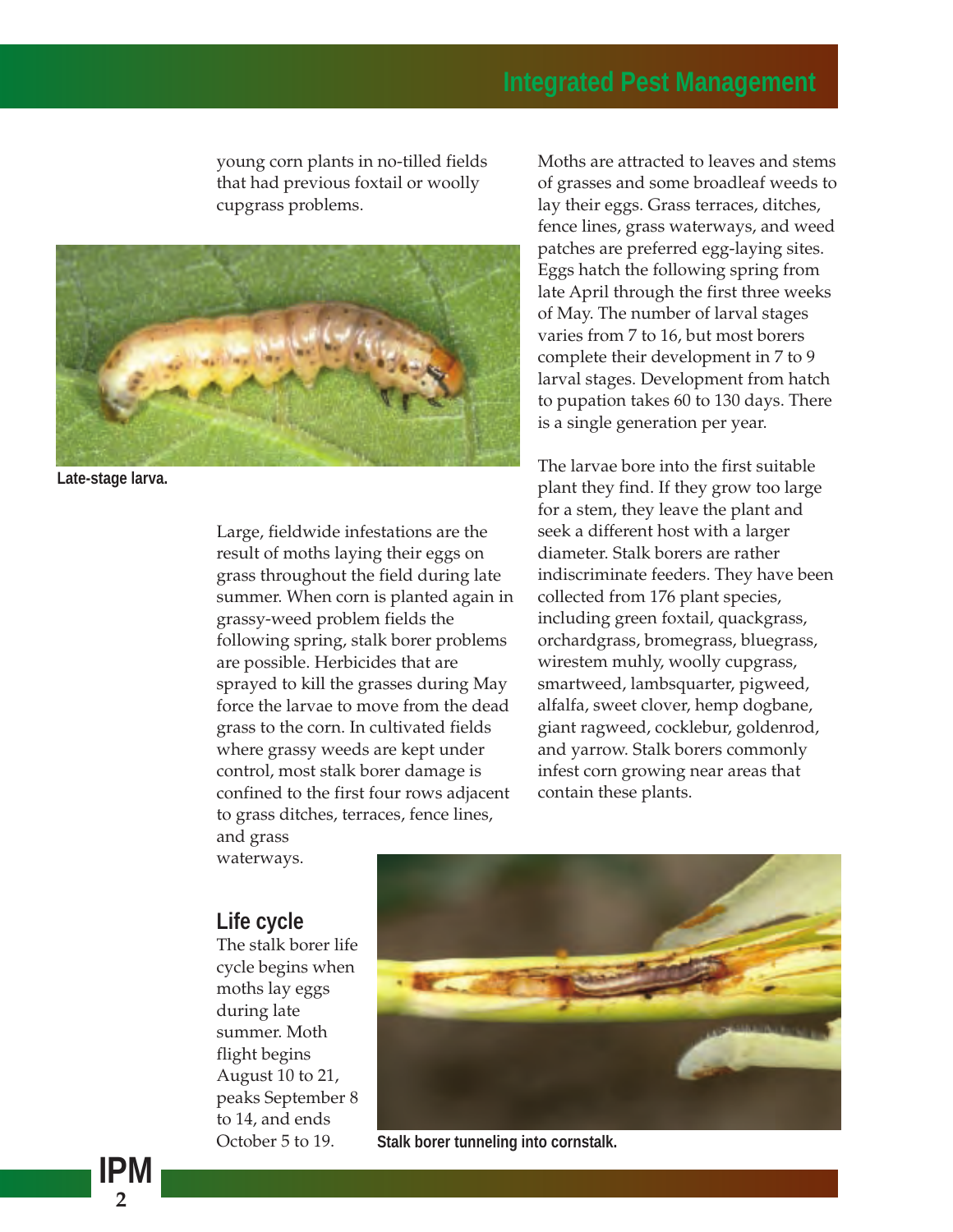young corn plants in no-tilled fields that had previous foxtail or woolly cupgrass problems.

Late-stage larva.

Large, fieldwide infestations are the result of moths laying their eggs on grass throughout the field during late summer. When corn is planted again in grassy-weed problem fields the following spring, stalk borer problems are possible. Herbicides that are sprayed to kill the grasses during May force the larvae to move from the dead grass to the corn. In cultivated fields where grassy weeds are kept under control, most stalk borer damage is confined to the first four rows adjacent to grass ditches, terraces, fence lines, and grass waterways.

## Life cycle

The stalk borer life cycle begins when moths lay eggs during late summer. Moth flight begins August 10 to 21, peaks September 8 to 14, and ends October 5 to 19.

Moths are attracted to leaves and stems of grasses and some broadleaf weeds to lay their eggs. Grass terraces, ditches, fence lines, grass waterways, and weed patches are preferred egg-laying sites. Eggs hatch the following spring from late April through the first three weeks of May. The number of larval stages varies from 7 to 16, but most borers complete their development in 7 to 9 larval stages. Development from hatch to pupation takes 60 to 130 days. There is a single generation per year.

The larvae bore into the first suitable plant they find. If they grow too large for a stem, they leave the plant and seek a different host with a larger diameter. Stalk borers are rather indiscriminate feeders. They have been collected from 176 plant species, including green foxtail, quackgrass, orchardgrass, bromegrass, bluegrass, wirestem muhly, woolly cupgrass, smartweed, lambsquarter, pigweed, alfalfa, sweet clover, hemp dogbane, giant ragweed, cocklebur, goldenrod, and yarrow. Stalk borers commonly infest corn growing near areas that contain these plants.

Stalk borer tunneling into cornstalk.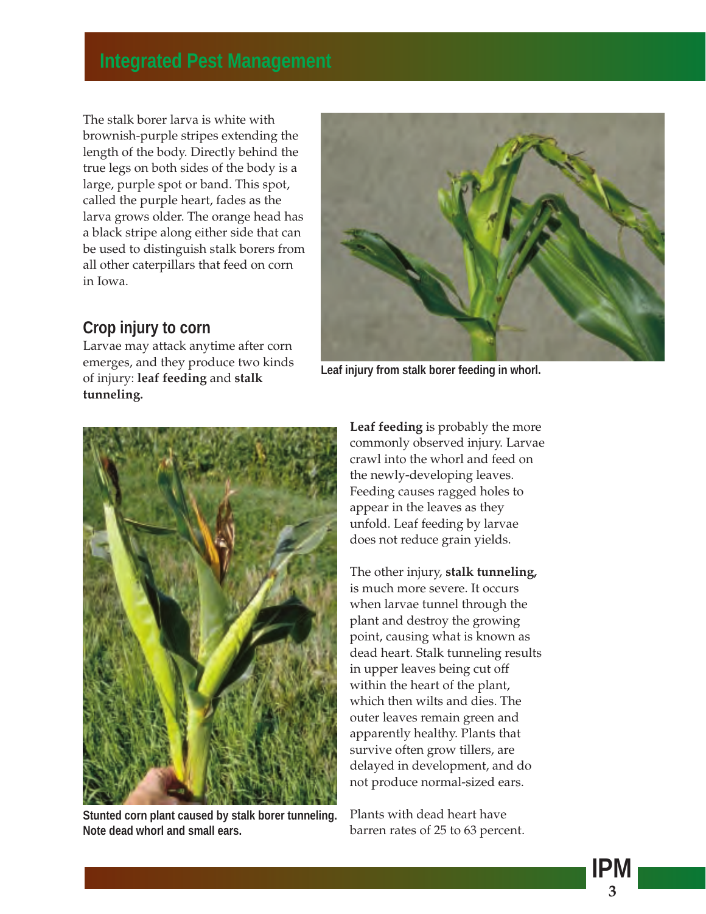The stalk borer larva is white with brownish-purple stripes extending the length of the body. Directly behind the true legs on both sides of the body is a large, purple spot or band. This spot, called the purple heart, fades as the larva grows older. The orange head has a black stripe along either side that can be used to distinguish stalk borers from all other caterpillars that feed on corn in Iowa.

Leaf injury from stalk borer feeding in whorl.

## Crop injury to corn

Larvae may attack anytime after corn emerges, and they produce two kinds of injury: **leaf feeding** and **stalk tunneling.**

**Leaf feeding** is probably the more commonly observed injury. Larvae crawl into the whorl and feed on the newly-developing leaves. Feeding causes ragged holes to appear in the leaves as they unfold. Leaf feeding by larvae does not reduce grain yields.

The other injury, **stalk tunneling,** is much more severe. It occurs when larvae tunnel through the plant and destroy the growing point, causing what is known as dead heart. Stalk tunneling results in upper leaves being cut off within the heart of the plant, which then wilts and dies. The outer leaves remain green and apparently healthy. Plants that survive often grow tillers, are delayed in development, and do not produce normal-sized ears.

Plants with dead heart have barren rates of 25 to 63 percent.

Stunted corn plant caused by stalk borer tunneling. Note dead whorl and small ears.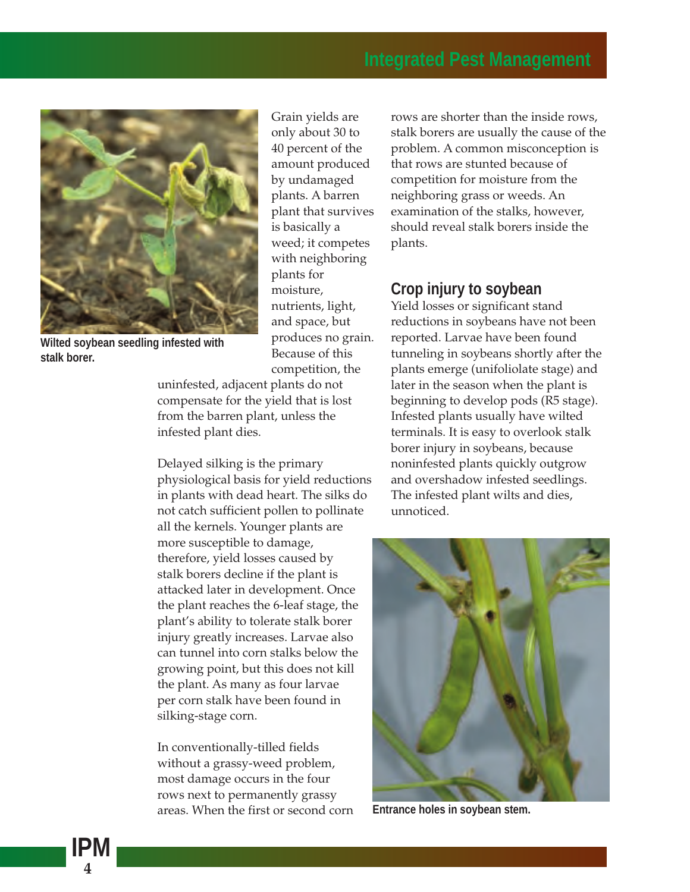Wilted soybean seedling infested with stalk borer.

Grain yields are only about 30 to 40 percent of the amount produced by undamaged plants. A barren plant that survives is basically a weed; it competes with neighboring plants for moisture, nutrients, light, and space, but produces no grain. Because of this competition, the uninfested, adjacent plants do not compensate for the yield that is lost from the barren plant, unless the infested plant dies.

Delayed silking is the primary physiological basis for yield reductions in plants with dead heart. The silks do not catch sufficient pollen to pollinate all the kernels. Younger plants are more susceptible to damage, therefore, yield losses caused by stalk borers decline if the plant is attacked later in development. Once the plant reaches the 6-leaf stage, the plant's ability to tolerate stalk borer injury greatly increases. Larvae also can tunnel into corn stalks below the growing point, but this does not kill the plant. As many as four larvae per corn stalk have been found in silking-stage corn.

In conventionally-tilled fields without a grassy-weed problem, most damage occurs in the four rows next to permanently grassy areas. When the first or second corn rows are shorter than the inside rows, stalk borers are usually the cause of the problem. A common misconception is that rows are stunted because of competition for moisture from the neighboring grass or weeds. An examination of the stalks, however, should reveal stalk borers inside the plants.

## Crop injury to soybean

Yield losses or significant stand reductions in soybeans have not been reported. Larvae have been found tunneling in soybeans shortly after the plants emerge (unifoliolate stage) and later in the season when the plant is beginning to develop pods (R5 stage). Infested plants usually have wilted terminals. It is easy to overlook stalk borer injury in soybeans, because noninfested plants quickly outgrow and overshadow infested seedlings. The infested plant wilts and dies, unnoticed.

Entrance holes in soybean stem.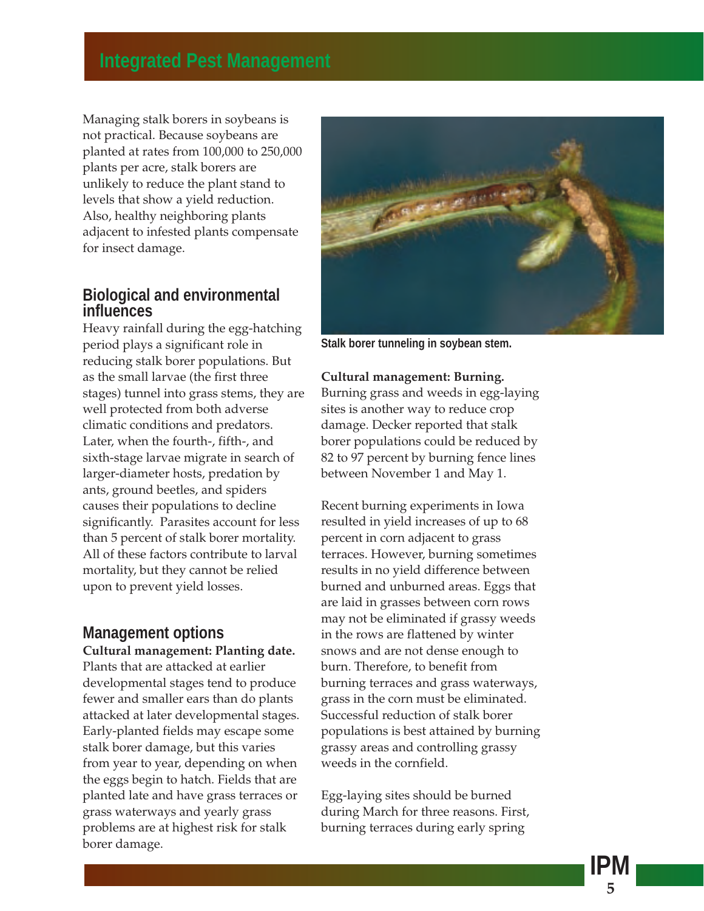Managing stalk borers in soybeans is not practical. Because soybeans are planted at rates from 100,000 to 250,000 plants per acre, stalk borers are unlikely to reduce the plant stand to levels that show a yield reduction. Also, healthy neighboring plants adjacent to infested plants compensate for insect damage.

## Biological and environmental influences

Heavy rainfall during the egg-hatching period plays a significant role in reducing stalk borer populations. But as the small larvae (the first three stages) tunnel into grass stems, they are well protected from both adverse climatic conditions and predators. Later, when the fourth-, fifth-, and sixth-stage larvae migrate in search of larger-diameter hosts, predation by ants, ground beetles, and spiders causes their populations to decline significantly. Parasites account for less than 5 percent of stalk borer mortality. All of these factors contribute to larval mortality, but they cannot be relied upon to prevent yield losses.

## Management options

**Cultural management: Planting date.** Plants that are attacked at earlier developmental stages tend to produce fewer and smaller ears than do plants attacked at later developmental stages. Early-planted fields may escape some stalk borer damage, but this varies from year to year, depending on when the eggs begin to hatch. Fields that are planted late and have grass terraces or grass waterways and yearly grass problems are at highest risk for stalk borer damage.

**Stalk borer tunneling in soybean stem.**

**Cultural management: Burning.** Burning grass and weeds in egg-laying sites is another way to reduce crop damage. Decker reported that stalk borer populations could be reduced by 82 to 97 percent by burning fence lines between November 1 and May 1.

Recent burning experiments in Iowa resulted in yield increases of up to 68 percent in corn adjacent to grass terraces. However, burning sometimes results in no yield difference between burned and unburned areas. Eggs that are laid in grasses between corn rows may not be eliminated if grassy weeds in the rows are flattened by winter snows and are not dense enough to burn. Therefore, to benefit from burning terraces and grass waterways, grass in the corn must be eliminated. Successful reduction of stalk borer populations is best attained by burning grassy areas and controlling grassy weeds in the cornfield.

Egg-laying sites should be burned during March for three reasons. First, burning terraces during early spring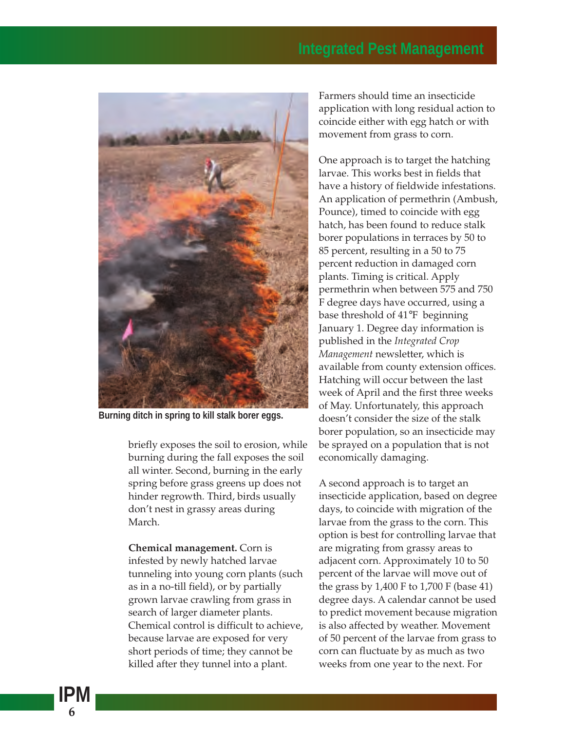Burning ditch in spring to kill stalk borer eggs.

briefly exposes the soil to erosion, while burning during the fall exposes the soil all winter. Second, burning in the early spring before grass greens up does not hinder regrowth. Third, birds usually don't nest in grassy areas during March.

**Chemical management.** Corn is infested by newly hatched larvae tunneling into young corn plants (such as in a no-till field), or by partially grown larvae crawling from grass in search of larger diameter plants. Chemical control is difficult to achieve, because larvae are exposed for very short periods of time; they cannot be killed after they tunnel into a plant.

Farmers should time an insecticide application with long residual action to coincide either with egg hatch or with movement from grass to corn.

One approach is to target the hatching larvae. This works best in fields that have a history of fieldwide infestations. An application of permethrin (Ambush, Pounce), timed to coincide with egg hatch, has been found to reduce stalk borer populations in terraces by 50 to 85 percent, resulting in a 50 to 75 percent reduction in damaged corn plants. Timing is critical. Apply permethrin when between 575 and 750 F degree days have occurred, using a base threshold of 41°F beginning January 1. Degree day information is published in the *Integrated Crop Management* newsletter, which is available from county extension offices. Hatching will occur between the last week of April and the first three weeks of May. Unfortunately, this approach doesn't consider the size of the stalk borer population, so an insecticide may be sprayed on a population that is not economically damaging.

A second approach is to target an insecticide application, based on degree days, to coincide with migration of the larvae from the grass to the corn. This option is best for controlling larvae that are migrating from grassy areas to adjacent corn. Approximately 10 to 50 percent of the larvae will move out of the grass by 1,400 F to 1,700 F (base 41) degree days. A calendar cannot be used to predict movement because migration is also affected by weather. Movement of 50 percent of the larvae from grass to corn can fluctuate by as much as two weeks from one year to the next. For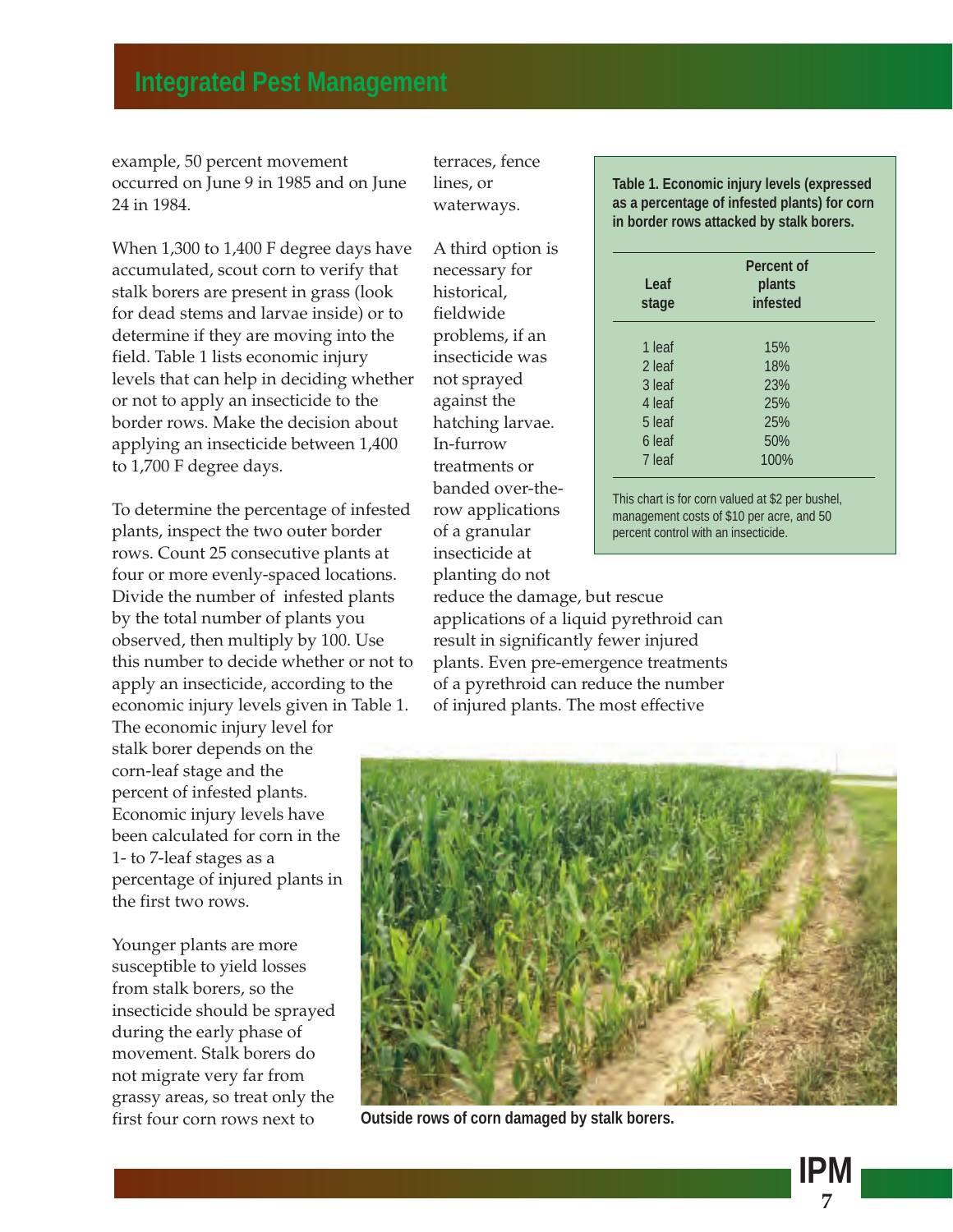example, 50 percent movement occurred on June 9 in 1985 and on June 24 in 1984.

When 1,300 to 1,400 F degree days have accumulated, scout corn to verify that stalk borers are present in grass (look for dead stems and larvae inside) or to determine if they are moving into the field. Table 1 lists economic injury levels that can help in deciding whether or not to apply an insecticide to the border rows. Make the decision about applying an insecticide between 1,400 to 1,700 F degree days.

To determine the percentage of infested plants, inspect the two outer border rows. Count 25 consecutive plants at four or more evenly-spaced locations. Divide the number of infested plants by the total number of plants you observed, then multiply by 100. Use this number to decide whether or not to apply an insecticide, according to the economic injury levels given in Table 1. The economic injury level for stalk borer depends on the corn-leaf stage and the percent of infested plants. Economic injury levels have been calculated for corn in the 1- to 7-leaf stages as a percentage of injured plants in the first two rows.

Younger plants are more susceptible to yield losses from stalk borers, so the insecticide should be sprayed during the early phase of movement. Stalk borers do not migrate very far from grassy areas, so treat only the first four corn rows next to terraces, fence lines, or waterways.

A third option is necessary for historical, fieldwide problems, if an insecticide was not sprayed against the hatching larvae. In-furrow treatments or banded over-the-row applications of a granular insecticide at planting do not reduce the damage, but rescue applications of a liquid pyrethroid can result in significantly fewer injured plants. Even pre-emergence treatments of a pyrethroid can reduce the number of injured plants. The most effective

**Table 1. Economic injury levels (expressed as a percentage of infested plants) for corn in border rows attacked by stalk borers.**

| Leaf stage | Percent of plants infested |
|---|---|
| 1 leaf | 15% |
| 2 leaf | 18% |
| 3 leaf | 23% |
| 4 leaf | 25% |
| 5 leaf | 25% |
| 6 leaf | 50% |
| 7 leaf | 100% |

This chart is for corn valued at $2 per bushel, management costs of $10 per acre, and 50 percent control with an insecticide.

**Outside rows of corn damaged by stalk borers.**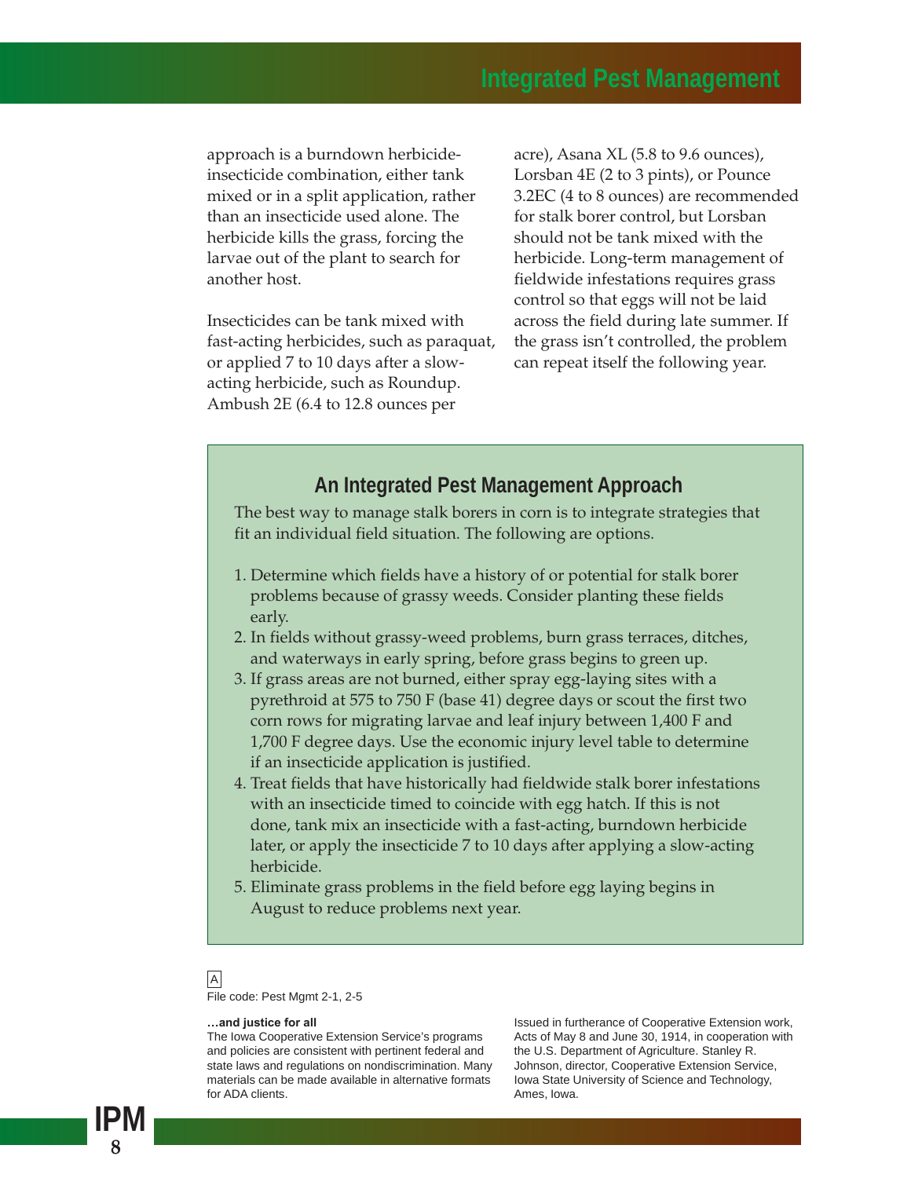approach is a burndown herbicide-insecticide combination, either tank mixed or in a split application, rather than an insecticide used alone. The herbicide kills the grass, forcing the larvae out of the plant to search for another host.

Insecticides can be tank mixed with fast-acting herbicides, such as paraquat, or applied 7 to 10 days after a slow-acting herbicide, such as Roundup. Ambush 2E (6.4 to 12.8 ounces per acre), Asana XL (5.8 to 9.6 ounces), Lorsban 4E (2 to 3 pints), or Pounce 3.2EC (4 to 8 ounces) are recommended for stalk borer control, but Lorsban should not be tank mixed with the herbicide. Long-term management of fieldwide infestations requires grass control so that eggs will not be laid across the field during late summer. If the grass isn't controlled, the problem can repeat itself the following year.

## An Integrated Pest Management Approach

The best way to manage stalk borers in corn is to integrate strategies that fit an individual field situation. The following are options.

1. Determine which fields have a history of or potential for stalk borer problems because of grassy weeds. Consider planting these fields early.
2. In fields without grassy-weed problems, burn grass terraces, ditches, and waterways in early spring, before grass begins to green up.
3. If grass areas are not burned, either spray egg-laying sites with a pyrethroid at 575 to 750 F (base 41) degree days or scout the first two corn rows for migrating larvae and leaf injury between 1,400 F and 1,700 F degree days. Use the economic injury level table to determine if an insecticide application is justified.
4. Treat fields that have historically had fieldwide stalk borer infestations with an insecticide timed to coincide with egg hatch. If this is not done, tank mix an insecticide with a fast-acting, burndown herbicide later, or apply the insecticide 7 to 10 days after applying a slow-acting herbicide.
5. Eliminate grass problems in the field before egg laying begins in August to reduce problems next year.

A

File code: Pest Mgmt 2-1, 2-5

**…and justice for all**

The Iowa Cooperative Extension Service's programs and policies are consistent with pertinent federal and state laws and regulations on nondiscrimination. Many materials can be made available in alternative formats for ADA clients.

Issued in furtherance of Cooperative Extension work, Acts of May 8 and June 30, 1914, in cooperation with the U.S. Department of Agriculture. Stanley R. Johnson, director, Cooperative Extension Service, Iowa State University of Science and Technology, Ames, Iowa.